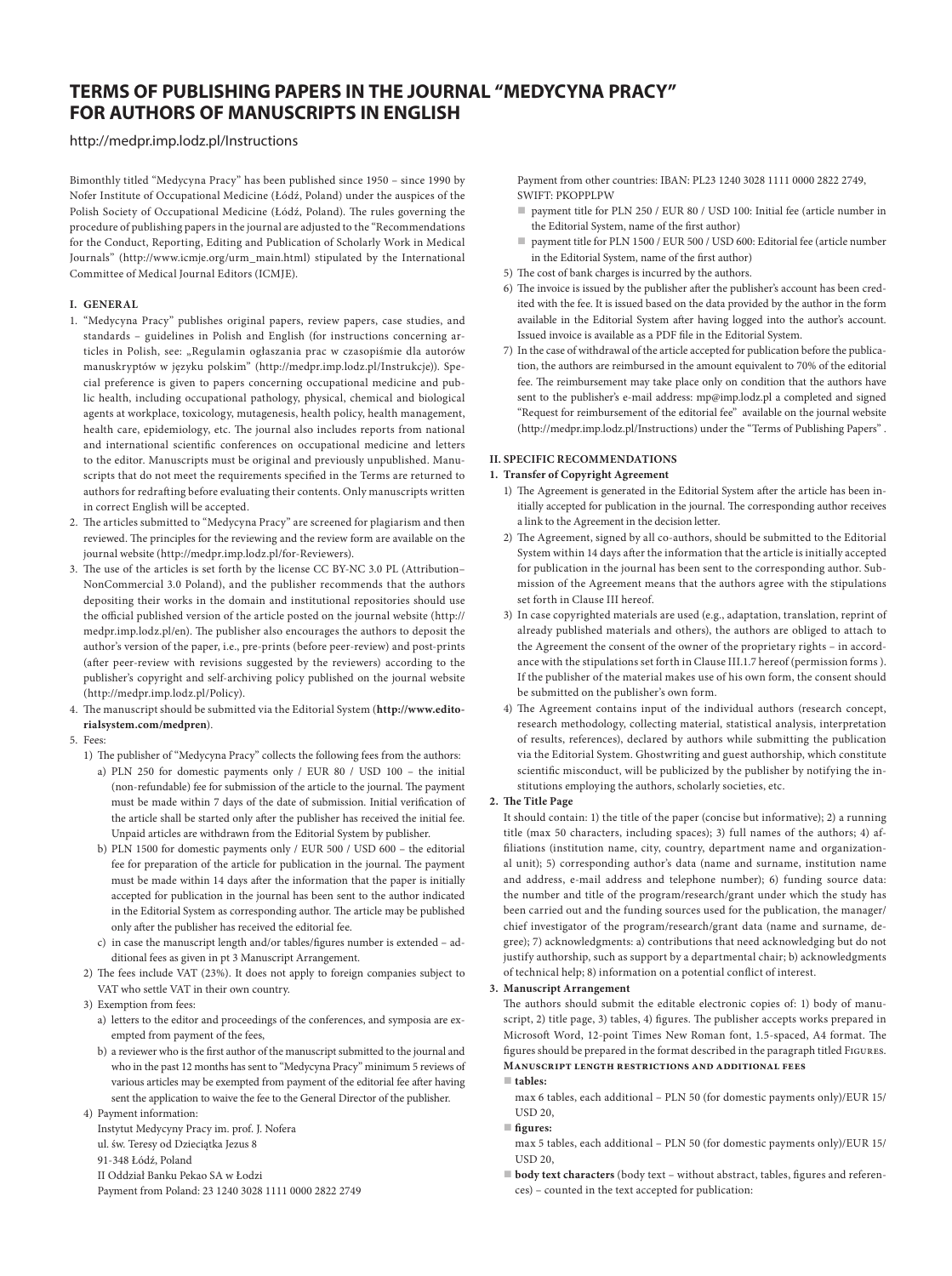# TERMS OF PUBLISHING PAPERS IN THE JOURNAL "MEDYCYNA PRACY" FOR AUTHORS OF MANUSCRIPTS IN ENGLISH

http://medpr.imp.lodz.pl/Instructions

Bimonthly titled "Medycyna Pracy" has been published since 1950 – since 1990 by Nofer Institute of Occupational Medicine (Łódź, Poland) under the auspices of the Polish Society of Occupational Medicine (Łódź, Poland). The rules governing the procedure of publishing papers in the journal are adjusted to the "Recommendations for the Conduct, Reporting, Editing and Publication of Scholarly Work in Medical Journals" (http://www.icmje.org/urm_main.html) stipulated by the International Committee of Medical Journal Editors (ICMJE).

## I. GENERAL

1. "Medycyna Pracy" publishes original papers, review papers, case studies, and standards – guidelines in Polish and English (for instructions concerning articles in Polish, see: „Regulamin ogłaszania prac w czasopiśmie dla autorów manuskryptów w języku polskim" (http://medpr.imp.lodz.pl/Instrukcje)). Special preference is given to papers concerning occupational medicine and public health, including occupational pathology, physical, chemical and biological agents at workplace, toxicology, mutagenesis, health policy, health management, health care, epidemiology, etc. The journal also includes reports from national and international scientific conferences on occupational medicine and letters to the editor. Manuscripts must be original and previously unpublished. Manuscripts that do not meet the requirements specified in the Terms are returned to authors for redrafting before evaluating their contents. Only manuscripts written in correct English will be accepted.
2. The articles submitted to "Medycyna Pracy" are screened for plagiarism and then reviewed. The principles for the reviewing and the review form are available on the journal website (http://medpr.imp.lodz.pl/for-Reviewers).
3. The use of the articles is set forth by the license CC BY-NC 3.0 PL (Attribution–NonCommercial 3.0 Poland), and the publisher recommends that the authors depositing their works in the domain and institutional repositories should use the official published version of the article posted on the journal website (http://medpr.imp.lodz.pl/en). The publisher also encourages the authors to deposit the author's version of the paper, i.e., pre-prints (before peer-review) and post-prints (after peer-review with revisions suggested by the reviewers) according to the publisher's copyright and self-archiving policy published on the journal website (http://medpr.imp.lodz.pl/Policy).
4. The manuscript should be submitted via the Editorial System (**http://www.editorialsystem.com/medpren**).
5. Fees:
   1) The publisher of "Medycyna Pracy" collects the following fees from the authors:
      a) PLN 250 for domestic payments only / EUR 80 / USD 100 – the initial (non-refundable) fee for submission of the article to the journal. The payment must be made within 7 days of the date of submission. Initial verification of the article shall be started only after the publisher has received the initial fee. Unpaid articles are withdrawn from the Editorial System by publisher.
      b) PLN 1500 for domestic payments only / EUR 500 / USD 600 – the editorial fee for preparation of the article for publication in the journal. The payment must be made within 14 days after the information that the paper is initially accepted for publication in the journal has been sent to the author indicated in the Editorial System as corresponding author. The article may be published only after the publisher has received the editorial fee.
      c) in case the manuscript length and/or tables/figures number is extended – additional fees as given in pt 3 Manuscript Arrangement.
   2) The fees include VAT (23%). It does not apply to foreign companies subject to VAT who settle VAT in their own country.
   3) Exemption from fees:
      a) letters to the editor and proceedings of the conferences, and symposia are exempted from payment of the fees,
      b) a reviewer who is the first author of the manuscript submitted to the journal and who in the past 12 months has sent to "Medycyna Pracy" minimum 5 reviews of various articles may be exempted from payment of the editorial fee after having sent the application to waive the fee to the General Director of the publisher.
   4) Payment information:
      Instytut Medycyny Pracy im. prof. J. Nofera
      ul. św. Teresy od Dzieciątka Jezus 8
      91-348 Łódź, Poland
      II Oddział Banku Pekao SA w Łodzi
      Payment from Poland: 23 1240 3028 1111 0000 2822 2749
      Payment from other countries: IBAN: PL23 1240 3028 1111 0000 2822 2749, SWIFT: PKOPPLPW
      - payment title for PLN 250 / EUR 80 / USD 100: Initial fee (article number in the Editorial System, name of the first author)
      - payment title for PLN 1500 / EUR 500 / USD 600: Editorial fee (article number in the Editorial System, name of the first author)
   5) The cost of bank charges is incurred by the authors.
   6) The invoice is issued by the publisher after the publisher's account has been credited with the fee. It is issued based on the data provided by the author in the form available in the Editorial System after having logged into the author's account. Issued invoice is available as a PDF file in the Editorial System.
   7) In the case of withdrawal of the article accepted for publication before the publication, the authors are reimbursed in the amount equivalent to 70% of the editorial fee. The reimbursement may take place only on condition that the authors have sent to the publisher's e-mail address: mp@imp.lodz.pl a completed and signed "Request for reimbursement of the editorial fee" available on the journal website (http://medpr.imp.lodz.pl/Instructions) under the "Terms of Publishing Papers".

## II. SPECIFIC RECOMMENDATIONS

### 1. Transfer of Copyright Agreement

1) The Agreement is generated in the Editorial System after the article has been initially accepted for publication in the journal. The corresponding author receives a link to the Agreement in the decision letter.
2) The Agreement, signed by all co-authors, should be submitted to the Editorial System within 14 days after the information that the article is initially accepted for publication in the journal has been sent to the corresponding author. Submission of the Agreement means that the authors agree with the stipulations set forth in Clause III hereof.
3) In case copyrighted materials are used (e.g., adaptation, translation, reprint of already published materials and others), the authors are obliged to attach to the Agreement the consent of the owner of the proprietary rights – in accordance with the stipulations set forth in Clause III.1.7 hereof (permission forms). If the publisher of the material makes use of his own form, the consent should be submitted on the publisher's own form.
4) The Agreement contains input of the individual authors (research concept, research methodology, collecting material, statistical analysis, interpretation of results, references), declared by authors while submitting the publication via the Editorial System. Ghostwriting and guest authorship, which constitute scientific misconduct, will be publicized by the publisher by notifying the institutions employing the authors, scholarly societies, etc.

### 2. The Title Page

It should contain: 1) the title of the paper (concise but informative); 2) a running title (max 50 characters, including spaces); 3) full names of the authors; 4) affiliations (institution name, city, country, department name and organizational unit); 5) corresponding author's data (name and surname, institution name and address, e-mail address and telephone number); 6) funding source data: the number and title of the program/research/grant under which the study has been carried out and the funding sources used for the publication, the manager/chief investigator of the program/research/grant data (name and surname, degree); 7) acknowledgments: a) contributions that need acknowledging but do not justify authorship, such as support by a departmental chair; b) acknowledgments of technical help; 8) information on a potential conflict of interest.

### 3. Manuscript Arrangement

The authors should submit the editable electronic copies of: 1) body of manuscript, 2) title page, 3) tables, 4) figures. The publisher accepts works prepared in Microsoft Word, 12-point Times New Roman font, 1.5-spaced, A4 format. The figures should be prepared in the format described in the paragraph titled Figures.

**Manuscript length restrictions and additional fees**

- **tables:**
  max 6 tables, each additional – PLN 50 (for domestic payments only)/EUR 15/USD 20,
- **figures:**
  max 5 tables, each additional – PLN 50 (for domestic payments only)/EUR 15/USD 20,
- **body text characters** (body text – without abstract, tables, figures and references) – counted in the text accepted for publication: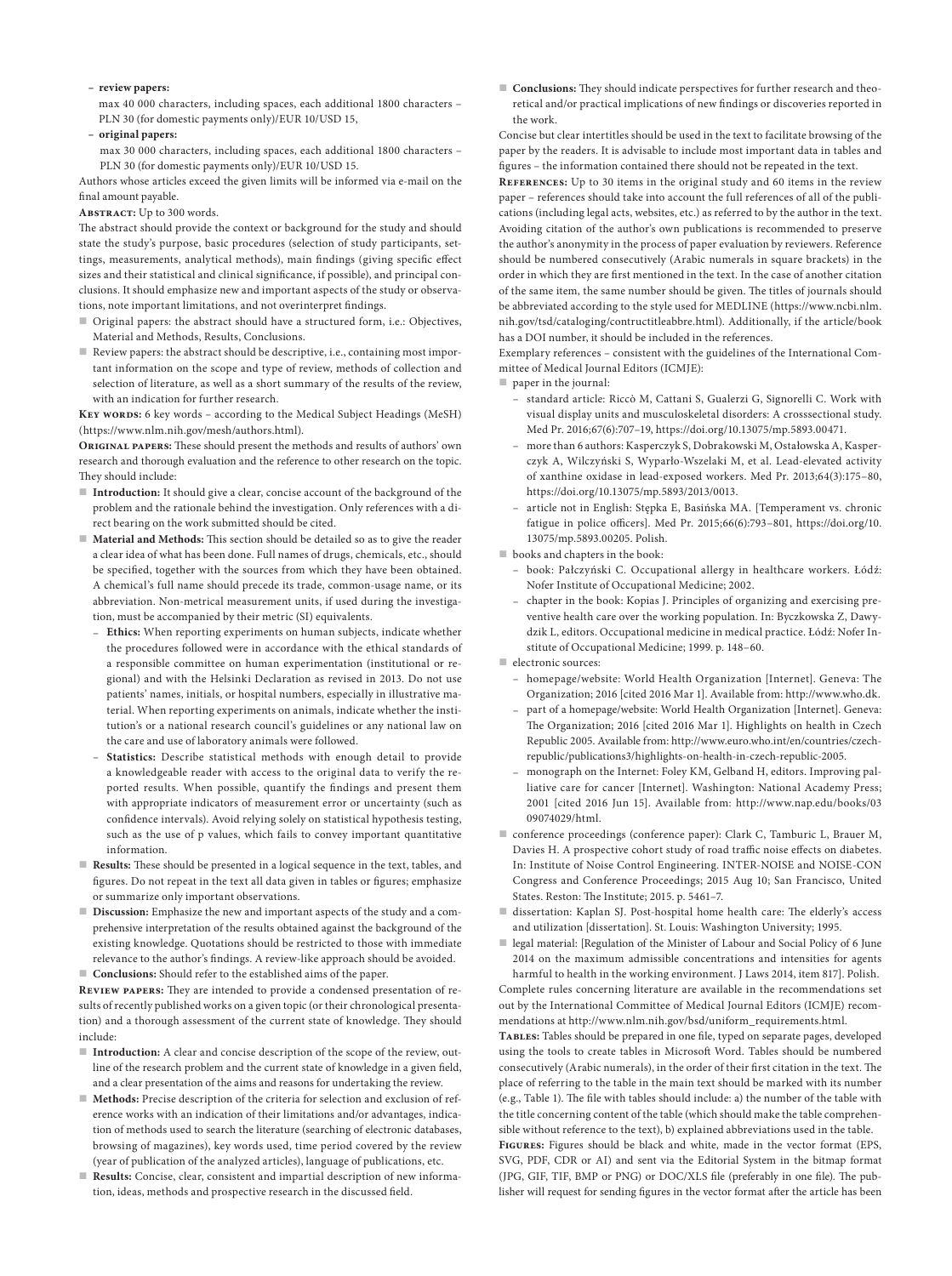– **review papers:**

max 40 000 characters, including spaces, each additional 1800 characters – PLN 30 (for domestic payments only)/EUR 10/USD 15,

– **original papers:**

max 30 000 characters, including spaces, each additional 1800 characters – PLN 30 (for domestic payments only)/EUR 10/USD 15.

Authors whose articles exceed the given limits will be informed via e-mail on the final amount payable.

**Abstract:** Up to 300 words.

The abstract should provide the context or background for the study and should state the study's purpose, basic procedures (selection of study participants, settings, measurements, analytical methods), main findings (giving specific effect sizes and their statistical and clinical significance, if possible), and principal conclusions. It should emphasize new and important aspects of the study or observations, note important limitations, and not overinterpret findings.

- Original papers: the abstract should have a structured form, i.e.: Objectives, Material and Methods, Results, Conclusions.
- Review papers: the abstract should be descriptive, i.e., containing most important information on the scope and type of review, methods of collection and selection of literature, as well as a short summary of the results of the review, with an indication for further research.

**Key words:** 6 key words – according to the Medical Subject Headings (MeSH) (https://www.nlm.nih.gov/mesh/authors.html).

**Original papers:** These should present the methods and results of authors' own research and thorough evaluation and the reference to other research on the topic. They should include:

- **Introduction:** It should give a clear, concise account of the background of the problem and the rationale behind the investigation. Only references with a direct bearing on the work submitted should be cited.
- **Material and Methods:** This section should be detailed so as to give the reader a clear idea of what has been done. Full names of drugs, chemicals, etc., should be specified, together with the sources from which they have been obtained. A chemical's full name should precede its trade, common-usage name, or its abbreviation. Non-metrical measurement units, if used during the investigation, must be accompanied by their metric (SI) equivalents.
  - **Ethics:** When reporting experiments on human subjects, indicate whether the procedures followed were in accordance with the ethical standards of a responsible committee on human experimentation (institutional or regional) and with the Helsinki Declaration as revised in 2013. Do not use patients' names, initials, or hospital numbers, especially in illustrative material. When reporting experiments on animals, indicate whether the institution's or a national research council's guidelines or any national law on the care and use of laboratory animals were followed.
  - **Statistics:** Describe statistical methods with enough detail to provide a knowledgeable reader with access to the original data to verify the reported results. When possible, quantify the findings and present them with appropriate indicators of measurement error or uncertainty (such as confidence intervals). Avoid relying solely on statistical hypothesis testing, such as the use of p values, which fails to convey important quantitative information.
- **Results:** These should be presented in a logical sequence in the text, tables, and figures. Do not repeat in the text all data given in tables or figures; emphasize or summarize only important observations.
- **Discussion:** Emphasize the new and important aspects of the study and a comprehensive interpretation of the results obtained against the background of the existing knowledge. Quotations should be restricted to those with immediate relevance to the author's findings. A review-like approach should be avoided.
- **Conclusions:** Should refer to the established aims of the paper.

**Review papers:** They are intended to provide a condensed presentation of results of recently published works on a given topic (or their chronological presentation) and a thorough assessment of the current state of knowledge. They should include:

- **Introduction:** A clear and concise description of the scope of the review, outline of the research problem and the current state of knowledge in a given field, and a clear presentation of the aims and reasons for undertaking the review.
- **Methods:** Precise description of the criteria for selection and exclusion of reference works with an indication of their limitations and/or advantages, indication of methods used to search the literature (searching of electronic databases, browsing of magazines), key words used, time period covered by the review (year of publication of the analyzed articles), language of publications, etc.
- **Results:** Concise, clear, consistent and impartial description of new information, ideas, methods and prospective research in the discussed field.
- **Conclusions:** They should indicate perspectives for further research and theoretical and/or practical implications of new findings or discoveries reported in the work.

Concise but clear intertitles should be used in the text to facilitate browsing of the paper by the readers. It is advisable to include most important data in tables and figures – the information contained there should not be repeated in the text.

**References:** Up to 30 items in the original study and 60 items in the review paper – references should take into account the full references of all of the publications (including legal acts, websites, etc.) as referred to by the author in the text. Avoiding citation of the author's own publications is recommended to preserve the author's anonymity in the process of paper evaluation by reviewers. Reference should be numbered consecutively (Arabic numerals in square brackets) in the order in which they are first mentioned in the text. In the case of another citation of the same item, the same number should be given. The titles of journals should be abbreviated according to the style used for MEDLINE (https://www.ncbi.nlm.nih.gov/tsd/cataloging/contructitleabbre.html). Additionally, if the article/book has a DOI number, it should be included in the references.

Exemplary references – consistent with the guidelines of the International Committee of Medical Journal Editors (ICMJE):

- paper in the journal:
  - standard article: Riccò M, Cattani S, Gualerzi G, Signorelli C. Work with visual display units and musculoskeletal disorders: A crosssectional study. Med Pr. 2016;67(6):707–19, https://doi.org/10.13075/mp.5893.00471.
  - more than 6 authors: Kasperczyk S, Dobrakowski M, Ostałowska A, Kasperczyk A, Wilczyński S, Wyparło-Wszelaki M, et al. Lead-elevated activity of xanthine oxidase in lead-exposed workers. Med Pr. 2013;64(3):175–80, https://doi.org/10.13075/mp.5893/2013/0013.
  - article not in English: Stępka E, Basińska MA. [Temperament vs. chronic fatigue in police officers]. Med Pr. 2015;66(6):793–801, https://doi.org/10.13075/mp.5893.00205. Polish.
- books and chapters in the book:
  - book: Pałczyński C. Occupational allergy in healthcare workers. Łódź: Nofer Institute of Occupational Medicine; 2002.
  - chapter in the book: Kopias J. Principles of organizing and exercising preventive health care over the working population. In: Byczkowska Z, Dawydzik L, editors. Occupational medicine in medical practice. Łódź: Nofer Institute of Occupational Medicine; 1999. p. 148–60.
- electronic sources:
  - homepage/website: World Health Organization [Internet]. Geneva: The Organization; 2016 [cited 2016 Mar 1]. Available from: http://www.who.dk.
  - part of a homepage/website: World Health Organization [Internet]. Geneva: The Organization; 2016 [cited 2016 Mar 1]. Highlights on health in Czech Republic 2005. Available from: http://www.euro.who.int/en/countries/czech-republic/publications3/highlights-on-health-in-czech-republic-2005.
  - monograph on the Internet: Foley KM, Gelband H, editors. Improving palliative care for cancer [Internet]. Washington: National Academy Press; 2001 [cited 2016 Jun 15]. Available from: http://www.nap.edu/books/0309074029/html.
- conference proceedings (conference paper): Clark C, Tamburic L, Brauer M, Davies H. A prospective cohort study of road traffic noise effects on diabetes. In: Institute of Noise Control Engineering. INTER-NOISE and NOISE-CON Congress and Conference Proceedings; 2015 Aug 10; San Francisco, United States. Reston: The Institute; 2015. p. 5461–7.
- dissertation: Kaplan SJ. Post-hospital home health care: The elderly's access and utilization [dissertation]. St. Louis: Washington University; 1995.
- legal material: [Regulation of the Minister of Labour and Social Policy of 6 June 2014 on the maximum admissible concentrations and intensities for agents harmful to health in the working environment. J Laws 2014, item 817]. Polish.

Complete rules concerning literature are available in the recommendations set out by the International Committee of Medical Journal Editors (ICMJE) recommendations at http://www.nlm.nih.gov/bsd/uniform_requirements.html.

**Tables:** Tables should be prepared in one file, typed on separate pages, developed using the tools to create tables in Microsoft Word. Tables should be numbered consecutively (Arabic numerals), in the order of their first citation in the text. The place of referring to the table in the main text should be marked with its number (e.g., Table 1). The file with tables should include: a) the number of the table with the title concerning content of the table (which should make the table comprehensible without reference to the text), b) explained abbreviations used in the table.

**Figures:** Figures should be black and white, made in the vector format (EPS, SVG, PDF, CDR or AI) and sent via the Editorial System in the bitmap format (JPG, GIF, TIF, BMP or PNG) or DOC/XLS file (preferably in one file). The publisher will request for sending figures in the vector format after the article has been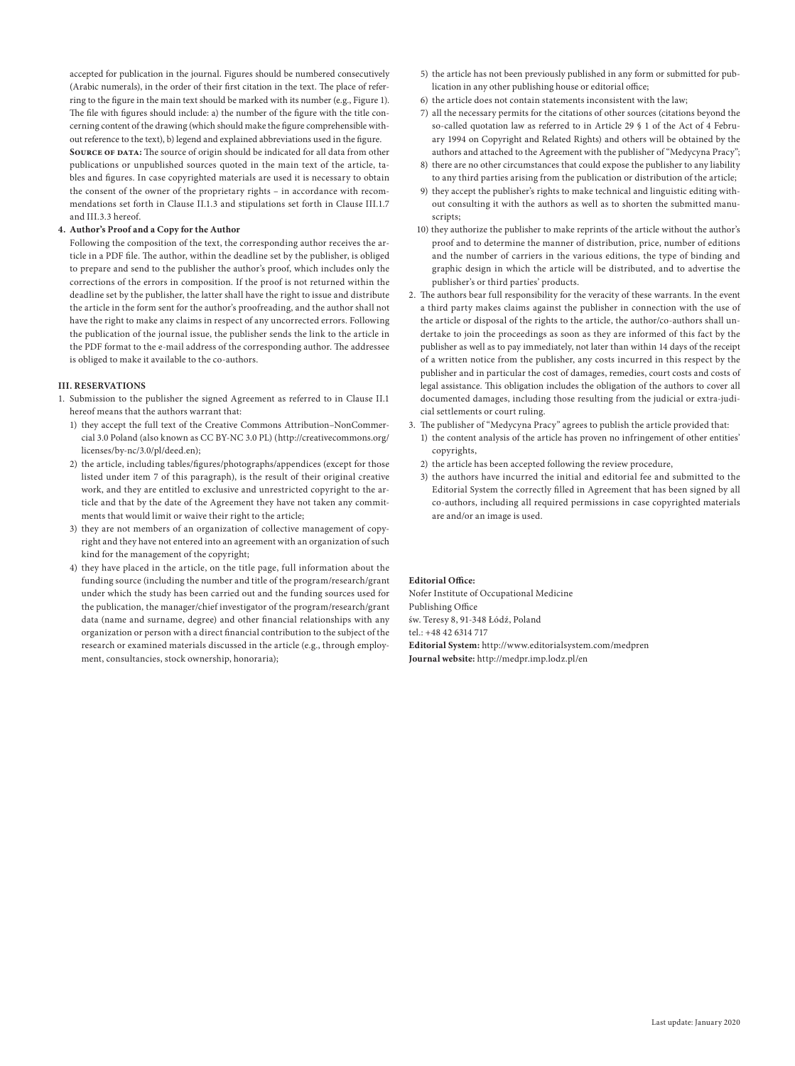accepted for publication in the journal. Figures should be numbered consecutively (Arabic numerals), in the order of their first citation in the text. The place of referring to the figure in the main text should be marked with its number (e.g., Figure 1). The file with figures should include: a) the number of the figure with the title concerning content of the drawing (which should make the figure comprehensible without reference to the text), b) legend and explained abbreviations used in the figure.

**Source of data:** The source of origin should be indicated for all data from other publications or unpublished sources quoted in the main text of the article, tables and figures. In case copyrighted materials are used it is necessary to obtain the consent of the owner of the proprietary rights – in accordance with recommendations set forth in Clause II.1.3 and stipulations set forth in Clause III.1.7 and III.3.3 hereof.

**4. Author's Proof and a Copy for the Author**

Following the composition of the text, the corresponding author receives the article in a PDF file. The author, within the deadline set by the publisher, is obliged to prepare and send to the publisher the author's proof, which includes only the corrections of the errors in composition. If the proof is not returned within the deadline set by the publisher, the latter shall have the right to issue and distribute the article in the form sent for the author's proofreading, and the author shall not have the right to make any claims in respect of any uncorrected errors. Following the publication of the journal issue, the publisher sends the link to the article in the PDF format to the e-mail address of the corresponding author. The addressee is obliged to make it available to the co-authors.

## III. RESERVATIONS

1. Submission to the publisher the signed Agreement as referred to in Clause II.1 hereof means that the authors warrant that:
   1) they accept the full text of the Creative Commons Attribution–NonCommercial 3.0 Poland (also known as CC BY-NC 3.0 PL) (http://creativecommons.org/licenses/by-nc/3.0/pl/deed.en);
   2) the article, including tables/figures/photographs/appendices (except for those listed under item 7 of this paragraph), is the result of their original creative work, and they are entitled to exclusive and unrestricted copyright to the article and that by the date of the Agreement they have not taken any commitments that would limit or waive their right to the article;
   3) they are not members of an organization of collective management of copyright and they have not entered into an agreement with an organization of such kind for the management of the copyright;
   4) they have placed in the article, on the title page, full information about the funding source (including the number and title of the program/research/grant under which the study has been carried out and the funding sources used for the publication, the manager/chief investigator of the program/research/grant data (name and surname, degree) and other financial relationships with any organization or person with a direct financial contribution to the subject of the research or examined materials discussed in the article (e.g., through employment, consultancies, stock ownership, honoraria);
   5) the article has not been previously published in any form or submitted for publication in any other publishing house or editorial office;
   6) the article does not contain statements inconsistent with the law;
   7) all the necessary permits for the citations of other sources (citations beyond the so-called quotation law as referred to in Article 29 § 1 of the Act of 4 February 1994 on Copyright and Related Rights) and others will be obtained by the authors and attached to the Agreement with the publisher of "Medycyna Pracy";
   8) there are no other circumstances that could expose the publisher to any liability to any third parties arising from the publication or distribution of the article;
   9) they accept the publisher's rights to make technical and linguistic editing without consulting it with the authors as well as to shorten the submitted manuscripts;
   10) they authorize the publisher to make reprints of the article without the author's proof and to determine the manner of distribution, price, number of editions and the number of carriers in the various editions, the type of binding and graphic design in which the article will be distributed, and to advertise the publisher's or third parties' products.
2. The authors bear full responsibility for the veracity of these warrants. In the event a third party makes claims against the publisher in connection with the use of the article or disposal of the rights to the article, the author/co-authors shall undertake to join the proceedings as soon as they are informed of this fact by the publisher as well as to pay immediately, not later than within 14 days of the receipt of a written notice from the publisher, any costs incurred in this respect by the publisher and in particular the cost of damages, remedies, court costs and costs of legal assistance. This obligation includes the obligation of the authors to cover all documented damages, including those resulting from the judicial or extra-judicial settlements or court ruling.
3. The publisher of "Medycyna Pracy" agrees to publish the article provided that:
   1) the content analysis of the article has proven no infringement of other entities' copyrights,
   2) the article has been accepted following the review procedure,
   3) the authors have incurred the initial and editorial fee and submitted to the Editorial System the correctly filled in Agreement that has been signed by all co-authors, including all required permissions in case copyrighted materials are and/or an image is used.

**Editorial Office:**
Nofer Institute of Occupational Medicine
Publishing Office
św. Teresy 8, 91-348 Łódź, Poland
tel.: +48 42 6314 717
**Editorial System:** http://www.editorialsystem.com/medpren
**Journal website:** http://medpr.imp.lodz.pl/en

Last update: January 2020